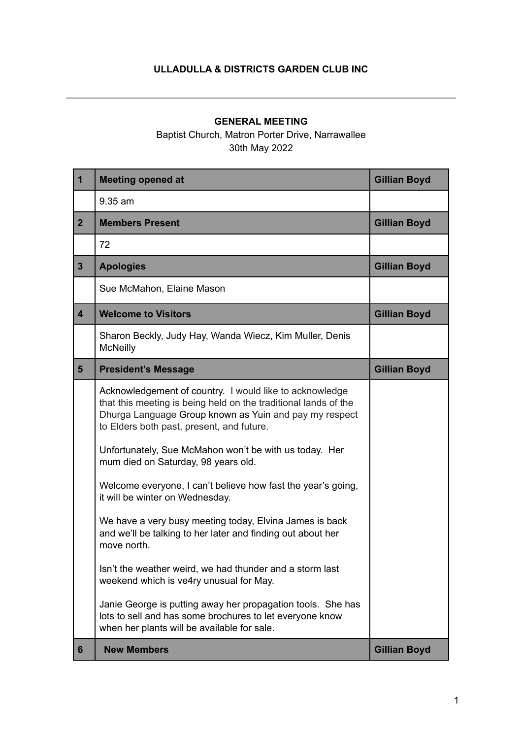**ULLADULLA & DISTRICTS GARDEN CLUB INC**

---

**GENERAL MEETING**

Baptist Church, Matron Porter Drive, Narrawallee

30th May 2022

| 1 | **Meeting opened at** | **Gillian Boyd** |
|---|---|---|
| | 9.35 am | |
| **2** | **Members Present** | **Gillian Boyd** |
| | 72 | |
| **3** | **Apologies** | **Gillian Boyd** |
| | Sue McMahon, Elaine Mason | |
| **4** | **Welcome to Visitors** | **Gillian Boyd** |
| | Sharon Beckly, Judy Hay, Wanda Wiecz, Kim Muller, Denis McNeilly | |
| **5** | **President's Message** | **Gillian Boyd** |
| | Acknowledgement of country. I would like to acknowledge that this meeting is being held on the traditional lands of the Dhurga Language Group known as Yuin and pay my respect to Elders both past, present, and future.<br><br>Unfortunately, Sue McMahon won't be with us today. Her mum died on Saturday, 98 years old.<br><br>Welcome everyone, I can't believe how fast the year's going, it will be winter on Wednesday.<br><br>We have a very busy meeting today, Elvina James is back and we'll be talking to her later and finding out about her move north.<br><br>Isn't the weather weird, we had thunder and a storm last weekend which is ve4ry unusual for May.<br><br>Janie George is putting away her propagation tools. She has lots to sell and has some brochures to let everyone know when her plants will be available for sale. | |
| **6** | **New Members** | **Gillian Boyd** |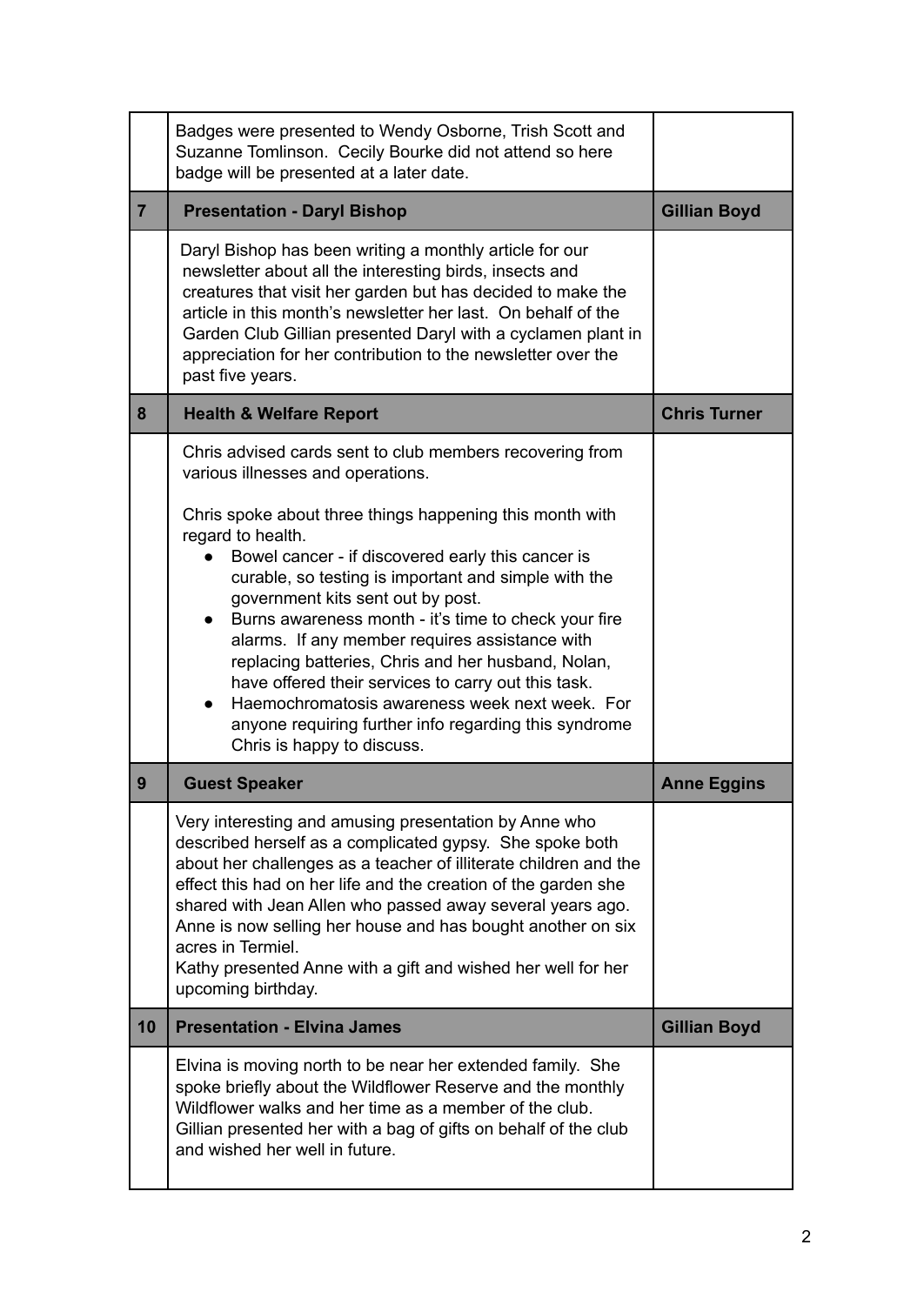| | | |
|---|---|---|
| | Badges were presented to Wendy Osborne, Trish Scott and Suzanne Tomlinson. Cecily Bourke did not attend so here badge will be presented at a later date. | |
| **7** | **Presentation - Daryl Bishop** | **Gillian Boyd** |
| | Daryl Bishop has been writing a monthly article for our newsletter about all the interesting birds, insects and creatures that visit her garden but has decided to make the article in this month's newsletter her last. On behalf of the Garden Club Gillian presented Daryl with a cyclamen plant in appreciation for her contribution to the newsletter over the past five years. | |
| **8** | **Health & Welfare Report** | **Chris Turner** |
| | Chris advised cards sent to club members recovering from various illnesses and operations.<br><br>Chris spoke about three things happening this month with regard to health.<br>• Bowel cancer - if discovered early this cancer is curable, so testing is important and simple with the government kits sent out by post.<br>• Burns awareness month - it's time to check your fire alarms. If any member requires assistance with replacing batteries, Chris and her husband, Nolan, have offered their services to carry out this task.<br>• Haemochromatosis awareness week next week. For anyone requiring further info regarding this syndrome Chris is happy to discuss. | |
| **9** | **Guest Speaker** | **Anne Eggins** |
| | Very interesting and amusing presentation by Anne who described herself as a complicated gypsy. She spoke both about her challenges as a teacher of illiterate children and the effect this had on her life and the creation of the garden she shared with Jean Allen who passed away several years ago. Anne is now selling her house and has bought another on six acres in Termiel.<br>Kathy presented Anne with a gift and wished her well for her upcoming birthday. | |
| **10** | **Presentation - Elvina James** | **Gillian Boyd** |
| | Elvina is moving north to be near her extended family. She spoke briefly about the Wildflower Reserve and the monthly Wildflower walks and her time as a member of the club. Gillian presented her with a bag of gifts on behalf of the club and wished her well in future. | |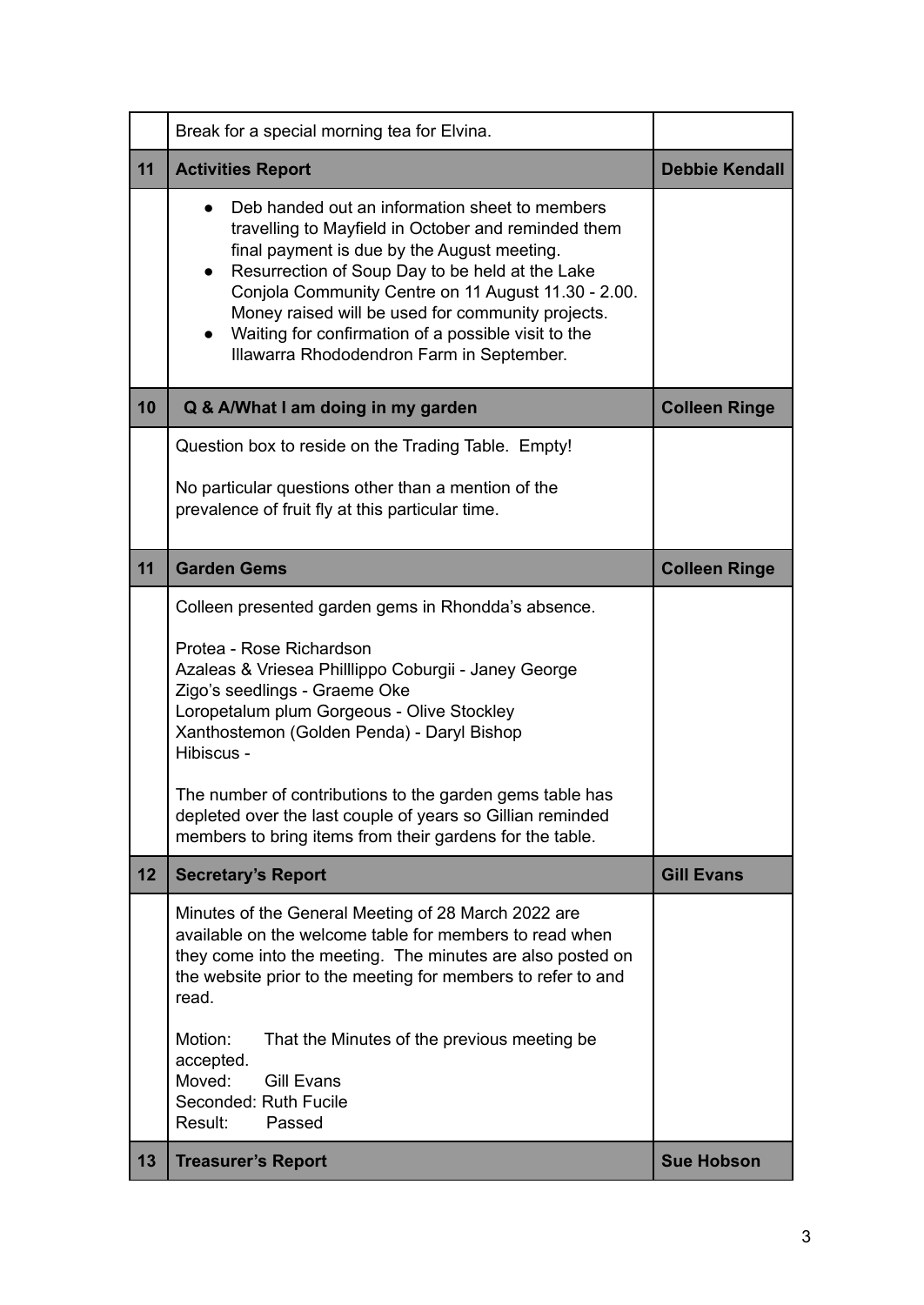| | | |
|---|---|---|
| | Break for a special morning tea for Elvina. | |
| **11** | **Activities Report** | **Debbie Kendall** |
| | • Deb handed out an information sheet to members travelling to Mayfield in October and reminded them final payment is due by the August meeting.<br>• Resurrection of Soup Day to be held at the Lake Conjola Community Centre on 11 August 11.30 - 2.00. Money raised will be used for community projects.<br>• Waiting for confirmation of a possible visit to the Illawarra Rhododendron Farm in September. | |
| **10** | **Q & A/What I am doing in my garden** | **Colleen Ringe** |
| | Question box to reside on the Trading Table. Empty!<br><br>No particular questions other than a mention of the prevalence of fruit fly at this particular time. | |
| **11** | **Garden Gems** | **Colleen Ringe** |
| | Colleen presented garden gems in Rhondda's absence.<br><br>Protea - Rose Richardson<br>Azaleas & Vriesea Philllippo Coburgii - Janey George<br>Zigo's seedlings - Graeme Oke<br>Loropetalum plum Gorgeous - Olive Stockley<br>Xanthostemon (Golden Penda) - Daryl Bishop<br>Hibiscus -<br><br>The number of contributions to the garden gems table has depleted over the last couple of years so Gillian reminded members to bring items from their gardens for the table. | |
| **12** | **Secretary's Report** | **Gill Evans** |
| | Minutes of the General Meeting of 28 March 2022 are available on the welcome table for members to read when they come into the meeting. The minutes are also posted on the website prior to the meeting for members to refer to and read.<br><br>Motion: That the Minutes of the previous meeting be accepted.<br>Moved: Gill Evans<br>Seconded: Ruth Fucile<br>Result: Passed | |
| **13** | **Treasurer's Report** | **Sue Hobson** |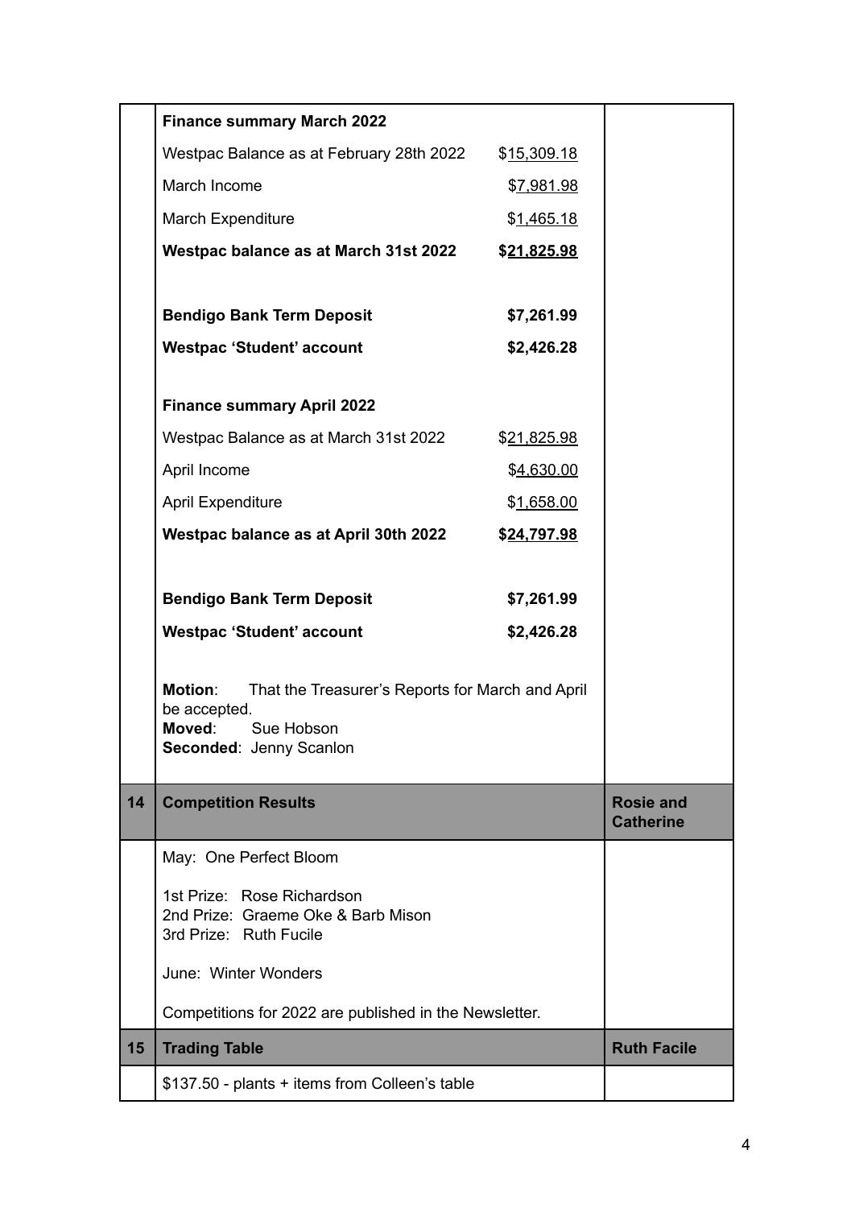| | | |
|---|---|---|
| | **Finance summary March 2022**<br><br>Westpac Balance as at February 28th 2022 $15,309.18<br>March Income $7,981.98<br>March Expenditure $1,465.18<br>**Westpac balance as at March 31st 2022 $21,825.98**<br><br>**Bendigo Bank Term Deposit $7,261.99**<br>**Westpac 'Student' account $2,426.28**<br><br>**Finance summary April 2022**<br><br>Westpac Balance as at March 31st 2022 $21,825.98<br>April Income $4,630.00<br>April Expenditure $1,658.00<br>**Westpac balance as at April 30th 2022 $24,797.98**<br><br>**Bendigo Bank Term Deposit $7,261.99**<br>**Westpac 'Student' account $2,426.28**<br><br>**Motion**: That the Treasurer's Reports for March and April be accepted.<br>**Moved**: Sue Hobson<br>**Seconded**: Jenny Scanlon | |
| **14** | **Competition Results** | **Rosie and Catherine** |
| | May: One Perfect Bloom<br><br>1st Prize: Rose Richardson<br>2nd Prize: Graeme Oke & Barb Mison<br>3rd Prize: Ruth Fucile<br><br>June: Winter Wonders<br><br>Competitions for 2022 are published in the Newsletter. | |
| **15** | **Trading Table** | **Ruth Facile** |
| | $137.50 - plants + items from Colleen's table | |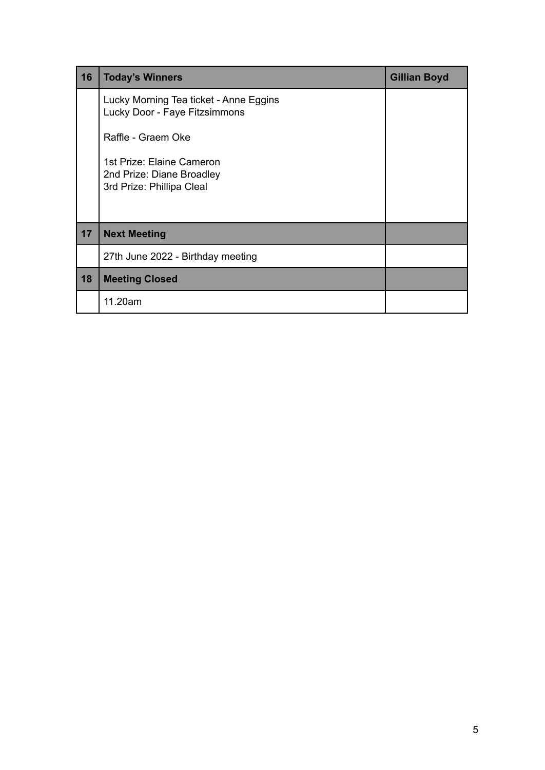| | | |
|---|---|---|
| **16** | **Today's Winners** | **Gillian Boyd** |
| | Lucky Morning Tea ticket - Anne Eggins<br>Lucky Door - Faye Fitzsimmons<br><br>Raffle - Graem Oke<br><br>1st Prize: Elaine Cameron<br>2nd Prize: Diane Broadley<br>3rd Prize: Phillipa Cleal | |
| **17** | **Next Meeting** | |
| | 27th June 2022 - Birthday meeting | |
| **18** | **Meeting Closed** | |
| | 11.20am | |